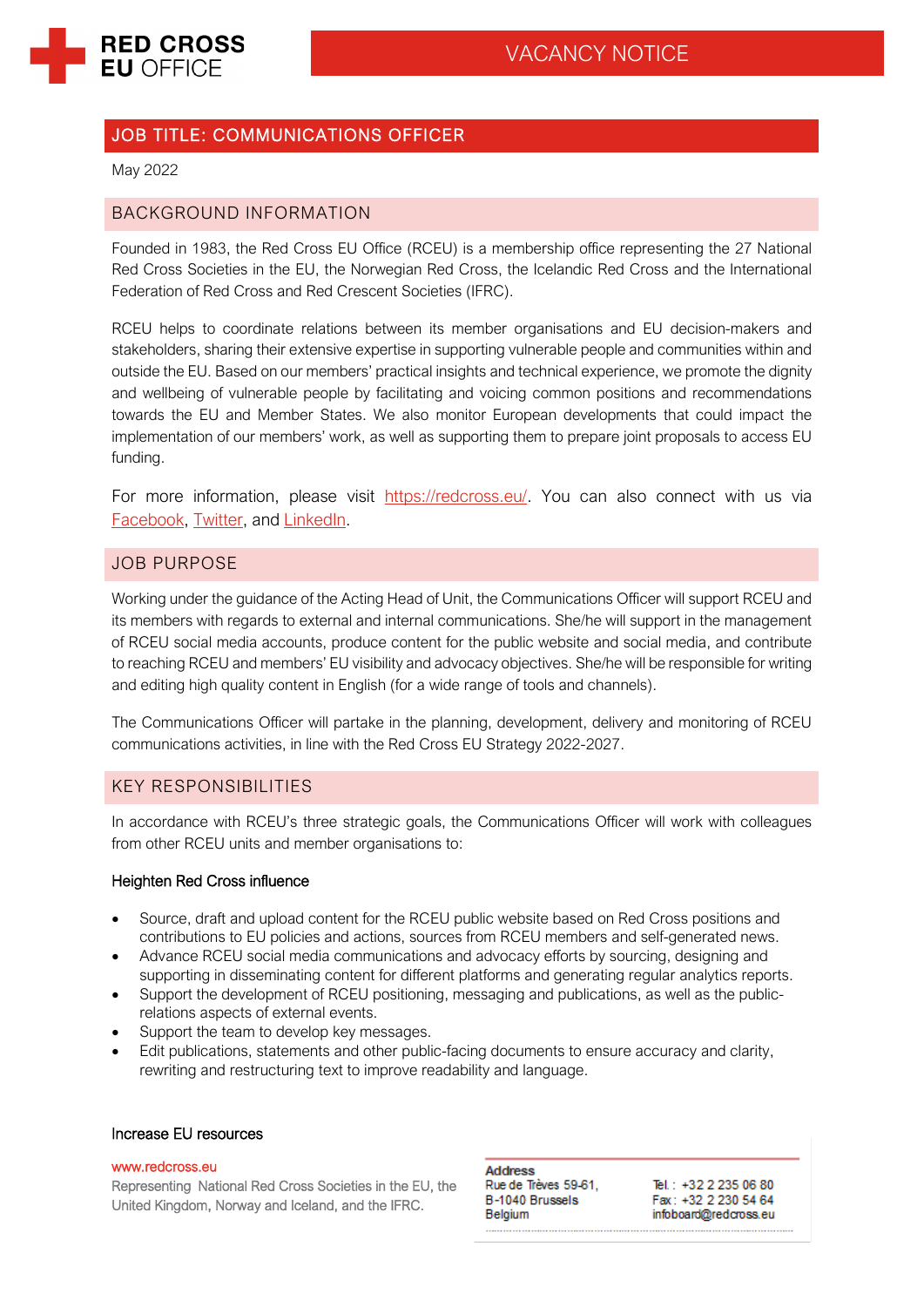# VACANCY NOTICE

## JOB TITLE: COMMUNICATIONS OFFICER

May 2022

## BACKGROUND INFORMATION

Founded in 1983, the Red Cross EU Office (RCEU) is a membership office representing the 27 National Red Cross Societies in the EU, the Norwegian Red Cross, the Icelandic Red Cross and the International Federation of Red Cross and Red Crescent Societies (IFRC).

RCEU helps to coordinate relations between its member organisations and EU decision-makers and stakeholders, sharing their extensive expertise in supporting vulnerable people and communities within and outside the EU. Based on our members' practical insights and technical experience, we promote the dignity and wellbeing of vulnerable people by facilitating and voicing common positions and recommendations towards the EU and Member States. We also monitor European developments that could impact the implementation of our members' work, as well as supporting them to prepare joint proposals to access EU funding.

For more information, please visit https://redcross.eu/. You can also connect with us via Facebook, Twitter, and LinkedIn.

## JOB PURPOSE

Working under the guidance of the Acting Head of Unit, the Communications Officer will support RCEU and its members with regards to external and internal communications. She/he will support in the management of RCEU social media accounts, produce content for the public website and social media, and contribute to reaching RCEU and members' EU visibility and advocacy objectives. She/he will be responsible for writing and editing high quality content in English (for a wide range of tools and channels).

The Communications Officer will partake in the planning, development, delivery and monitoring of RCEU communications activities, in line with the Red Cross EU Strategy 2022-2027.

## KEY RESPONSIBILITIES

In accordance with RCEU's three strategic goals, the Communications Officer will work with colleagues from other RCEU units and member organisations to:

### Heighten Red Cross influence

- Source, draft and upload content for the RCEU public website based on Red Cross positions and contributions to EU policies and actions, sources from RCEU members and self-generated news.
- Advance RCEU social media communications and advocacy efforts by sourcing, designing and supporting in disseminating content for different platforms and generating regular analytics reports.
- Support the development of RCEU positioning, messaging and publications, as well as the public-relations aspects of external events.
- Support the team to develop key messages.
- Edit publications, statements and other public-facing documents to ensure accuracy and clarity, rewriting and restructuring text to improve readability and language.

### Increase EU resources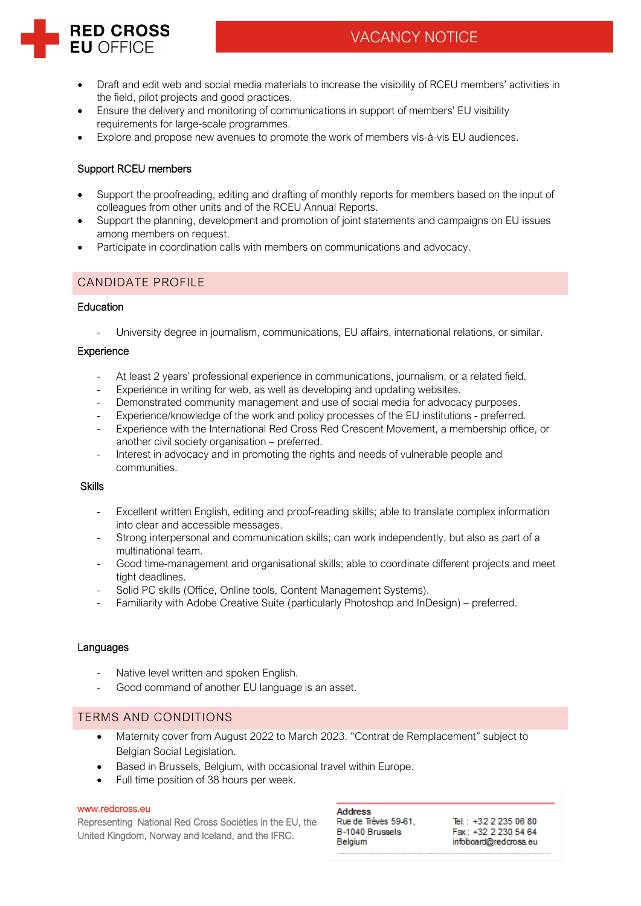- Draft and edit web and social media materials to increase the visibility of RCEU members' activities in the field, pilot projects and good practices.
- Ensure the delivery and monitoring of communications in support of members' EU visibility requirements for large-scale programmes.
- Explore and propose new avenues to promote the work of members vis-à-vis EU audiences.

### Support RCEU members

- Support the proofreading, editing and drafting of monthly reports for members based on the input of colleagues from other units and of the RCEU Annual Reports.
- Support the planning, development and promotion of joint statements and campaigns on EU issues among members on request.
- Participate in coordination calls with members on communications and advocacy.

## CANDIDATE PROFILE

### Education

- University degree in journalism, communications, EU affairs, international relations, or similar.

### Experience

- At least 2 years' professional experience in communications, journalism, or a related field.
- Experience in writing for web, as well as developing and updating websites.
- Demonstrated community management and use of social media for advocacy purposes.
- Experience/knowledge of the work and policy processes of the EU institutions - preferred.
- Experience with the International Red Cross Red Crescent Movement, a membership office, or another civil society organisation – preferred.
- Interest in advocacy and in promoting the rights and needs of vulnerable people and communities.

### Skills

- Excellent written English, editing and proof-reading skills; able to translate complex information into clear and accessible messages.
- Strong interpersonal and communication skills; can work independently, but also as part of a multinational team.
- Good time-management and organisational skills; able to coordinate different projects and meet tight deadlines.
- Solid PC skills (Office, Online tools, Content Management Systems).
- Familiarity with Adobe Creative Suite (particularly Photoshop and InDesign) – preferred.

### Languages

- Native level written and spoken English.
- Good command of another EU language is an asset.

## TERMS AND CONDITIONS

- Maternity cover from August 2022 to March 2023. "Contrat de Remplacement" subject to Belgian Social Legislation.
- Based in Brussels, Belgium, with occasional travel within Europe.
- Full time position of 38 hours per week.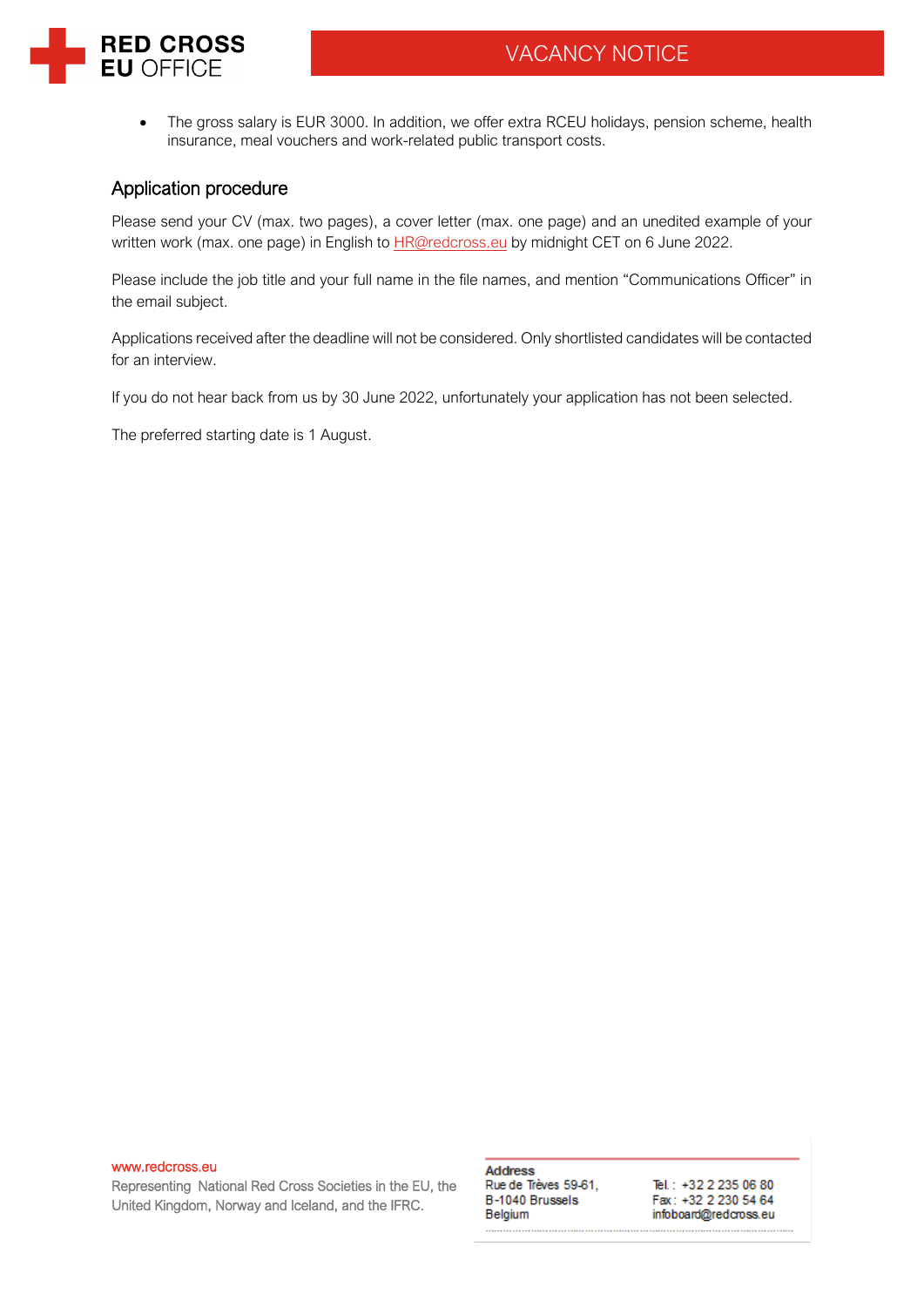- The gross salary is EUR 3000. In addition, we offer extra RCEU holidays, pension scheme, health insurance, meal vouchers and work-related public transport costs.

## Application procedure

Please send your CV (max. two pages), a cover letter (max. one page) and an unedited example of your written work (max. one page) in English to HR@redcross.eu by midnight CET on 6 June 2022.

Please include the job title and your full name in the file names, and mention "Communications Officer" in the email subject.

Applications received after the deadline will not be considered. Only shortlisted candidates will be contacted for an interview.

If you do not hear back from us by 30 June 2022, unfortunately your application has not been selected.

The preferred starting date is 1 August.